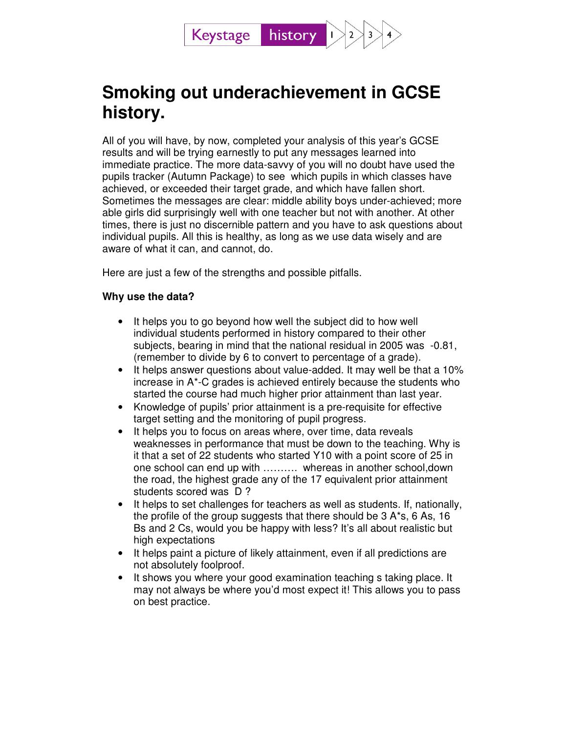# Smoking out underachievement in GCSE history.

All of you will have, by now, completed your analysis of this year's GCSE results and will be trying earnestly to put any messages learned into immediate practice. The more data-savvy of you will no doubt have used the pupils tracker (Autumn Package) to see which pupils in which classes have achieved, or exceeded their target grade, and which have fallen short. Sometimes the messages are clear: middle ability boys under-achieved; more able girls did surprisingly well with one teacher but not with another. At other times, there is just no discernible pattern and you have to ask questions about individual pupils. All this is healthy, as long as we use data wisely and are aware of what it can, and cannot, do.

Here are just a few of the strengths and possible pitfalls.

**Why use the data?**

- It helps you to go beyond how well the subject did to how well individual students performed in history compared to their other subjects, bearing in mind that the national residual in 2005 was -0.81, (remember to divide by 6 to convert to percentage of a grade).
- It helps answer questions about value-added. It may well be that a 10% increase in A*-C grades is achieved entirely because the students who started the course had much higher prior attainment than last year.
- Knowledge of pupils' prior attainment is a pre-requisite for effective target setting and the monitoring of pupil progress.
- It helps you to focus on areas where, over time, data reveals weaknesses in performance that must be down to the teaching. Why is it that a set of 22 students who started Y10 with a point score of 25 in one school can end up with ………. whereas in another school,down the road, the highest grade any of the 17 equivalent prior attainment students scored was D ?
- It helps to set challenges for teachers as well as students. If, nationally, the profile of the group suggests that there should be 3 A*s, 6 As, 16 Bs and 2 Cs, would you be happy with less? It's all about realistic but high expectations
- It helps paint a picture of likely attainment, even if all predictions are not absolutely foolproof.
- It shows you where your good examination teaching s taking place. It may not always be where you'd most expect it! This allows you to pass on best practice.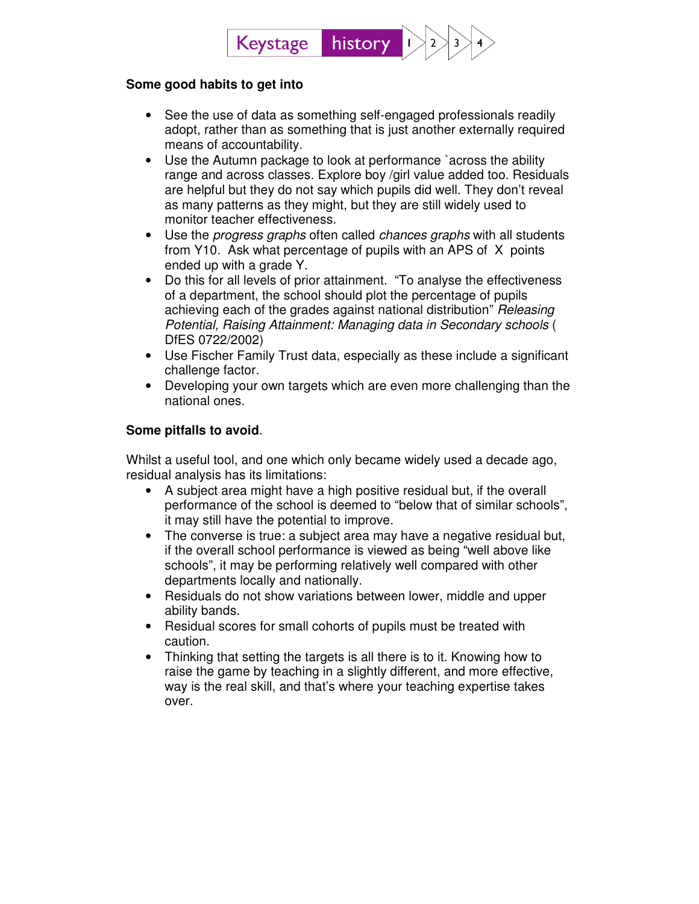**Some good habits to get into**

- See the use of data as something self-engaged professionals readily adopt, rather than as something that is just another externally required means of accountability.
- Use the Autumn package to look at performance `across the ability range and across classes. Explore boy /girl value added too. Residuals are helpful but they do not say which pupils did well. They don't reveal as many patterns as they might, but they are still widely used to monitor teacher effectiveness.
- Use the *progress graphs* often called *chances graphs* with all students from Y10. Ask what percentage of pupils with an APS of X points ended up with a grade Y.
- Do this for all levels of prior attainment. "To analyse the effectiveness of a department, the school should plot the percentage of pupils achieving each of the grades against national distribution" *Releasing Potential, Raising Attainment: Managing data in Secondary schools* ( DfES 0722/2002)
- Use Fischer Family Trust data, especially as these include a significant challenge factor.
- Developing your own targets which are even more challenging than the national ones.

**Some pitfalls to avoid**.

Whilst a useful tool, and one which only became widely used a decade ago, residual analysis has its limitations:

- A subject area might have a high positive residual but, if the overall performance of the school is deemed to "below that of similar schools", it may still have the potential to improve.
- The converse is true: a subject area may have a negative residual but, if the overall school performance is viewed as being "well above like schools", it may be performing relatively well compared with other departments locally and nationally.
- Residuals do not show variations between lower, middle and upper ability bands.
- Residual scores for small cohorts of pupils must be treated with caution.
- Thinking that setting the targets is all there is to it. Knowing how to raise the game by teaching in a slightly different, and more effective, way is the real skill, and that's where your teaching expertise takes over.